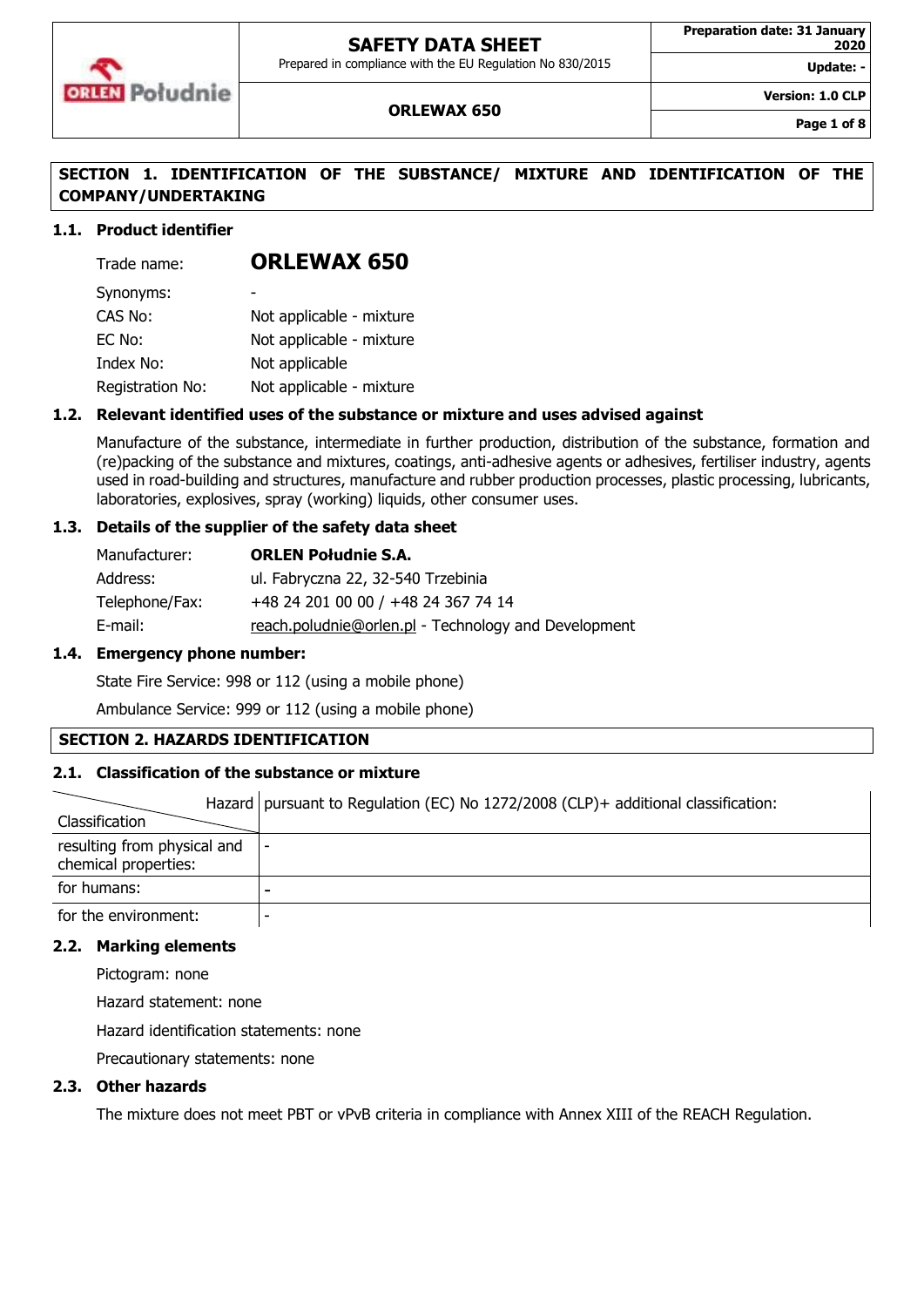## SECTION 1. IDENTIFICATION OF THE SUBSTANCE/ MIXTURE AND IDENTIFICATION OF THE COMPANY/UNDERTAKING

### 1.1. Product identifier

| | |
|---|---|
| Trade name: | **ORLEWAX 650** |
| Synonyms: | - |
| CAS No: | Not applicable - mixture |
| EC No: | Not applicable - mixture |
| Index No: | Not applicable |
| Registration No: | Not applicable - mixture |

### 1.2. Relevant identified uses of the substance or mixture and uses advised against

Manufacture of the substance, intermediate in further production, distribution of the substance, formation and (re)packing of the substance and mixtures, coatings, anti-adhesive agents or adhesives, fertiliser industry, agents used in road-building and structures, manufacture and rubber production processes, plastic processing, lubricants, laboratories, explosives, spray (working) liquids, other consumer uses.

### 1.3. Details of the supplier of the safety data sheet

| | |
|---|---|
| Manufacturer: | **ORLEN Południe S.A.** |
| Address: | ul. Fabryczna 22, 32-540 Trzebinia |
| Telephone/Fax: | +48 24 201 00 00 / +48 24 367 74 14 |
| E-mail: | reach.poludnie@orlen.pl - Technology and Development |

### 1.4. Emergency phone number:

State Fire Service: 998 or 112 (using a mobile phone)

Ambulance Service: 999 or 112 (using a mobile phone)

## SECTION 2. HAZARDS IDENTIFICATION

### 2.1. Classification of the substance or mixture

| Hazard / Classification | pursuant to Regulation (EC) No 1272/2008 (CLP)+ additional classification: |
|---|---|
| resulting from physical and chemical properties: | - |
| for humans: | - |
| for the environment: | - |

### 2.2. Marking elements

Pictogram: none

Hazard statement: none

Hazard identification statements: none

Precautionary statements: none

### 2.3. Other hazards

The mixture does not meet PBT or vPvB criteria in compliance with Annex XIII of the REACH Regulation.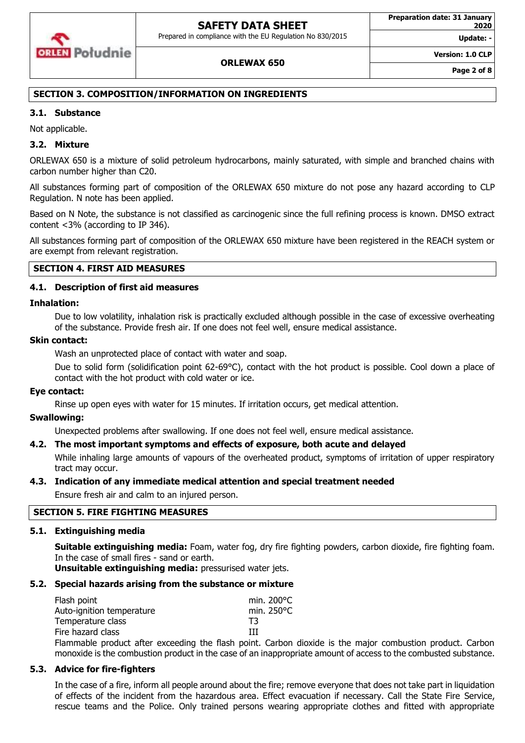## SECTION 3. COMPOSITION/INFORMATION ON INGREDIENTS

### 3.1. Substance

Not applicable.

### 3.2. Mixture

ORLEWAX 650 is a mixture of solid petroleum hydrocarbons, mainly saturated, with simple and branched chains with carbon number higher than C20.

All substances forming part of composition of the ORLEWAX 650 mixture do not pose any hazard according to CLP Regulation. N note has been applied.

Based on N Note, the substance is not classified as carcinogenic since the full refining process is known. DMSO extract content <3% (according to IP 346).

All substances forming part of composition of the ORLEWAX 650 mixture have been registered in the REACH system or are exempt from relevant registration.

## SECTION 4. FIRST AID MEASURES

### 4.1. Description of first aid measures

**Inhalation:**

Due to low volatility, inhalation risk is practically excluded although possible in the case of excessive overheating of the substance. Provide fresh air. If one does not feel well, ensure medical assistance.

**Skin contact:**

Wash an unprotected place of contact with water and soap.

Due to solid form (solidification point 62-69°C), contact with the hot product is possible. Cool down a place of contact with the hot product with cold water or ice.

**Eye contact:**

Rinse up open eyes with water for 15 minutes. If irritation occurs, get medical attention.

**Swallowing:**

Unexpected problems after swallowing. If one does not feel well, ensure medical assistance.

### 4.2. The most important symptoms and effects of exposure, both acute and delayed

While inhaling large amounts of vapours of the overheated product, symptoms of irritation of upper respiratory tract may occur.

### 4.3. Indication of any immediate medical attention and special treatment needed

Ensure fresh air and calm to an injured person.

## SECTION 5. FIRE FIGHTING MEASURES

### 5.1. Extinguishing media

**Suitable extinguishing media:** Foam, water fog, dry fire fighting powders, carbon dioxide, fire fighting foam. In the case of small fires - sand or earth.
**Unsuitable extinguishing media:** pressurised water jets.

### 5.2. Special hazards arising from the substance or mixture

| | |
|---|---|
| Flash point | min. 200°C |
| Auto-ignition temperature | min. 250°C |
| Temperature class | T3 |
| Fire hazard class | III |

Flammable product after exceeding the flash point. Carbon dioxide is the major combustion product. Carbon monoxide is the combustion product in the case of an inappropriate amount of access to the combusted substance.

### 5.3. Advice for fire-fighters

In the case of a fire, inform all people around about the fire; remove everyone that does not take part in liquidation of effects of the incident from the hazardous area. Effect evacuation if necessary. Call the State Fire Service, rescue teams and the Police. Only trained persons wearing appropriate clothes and fitted with appropriate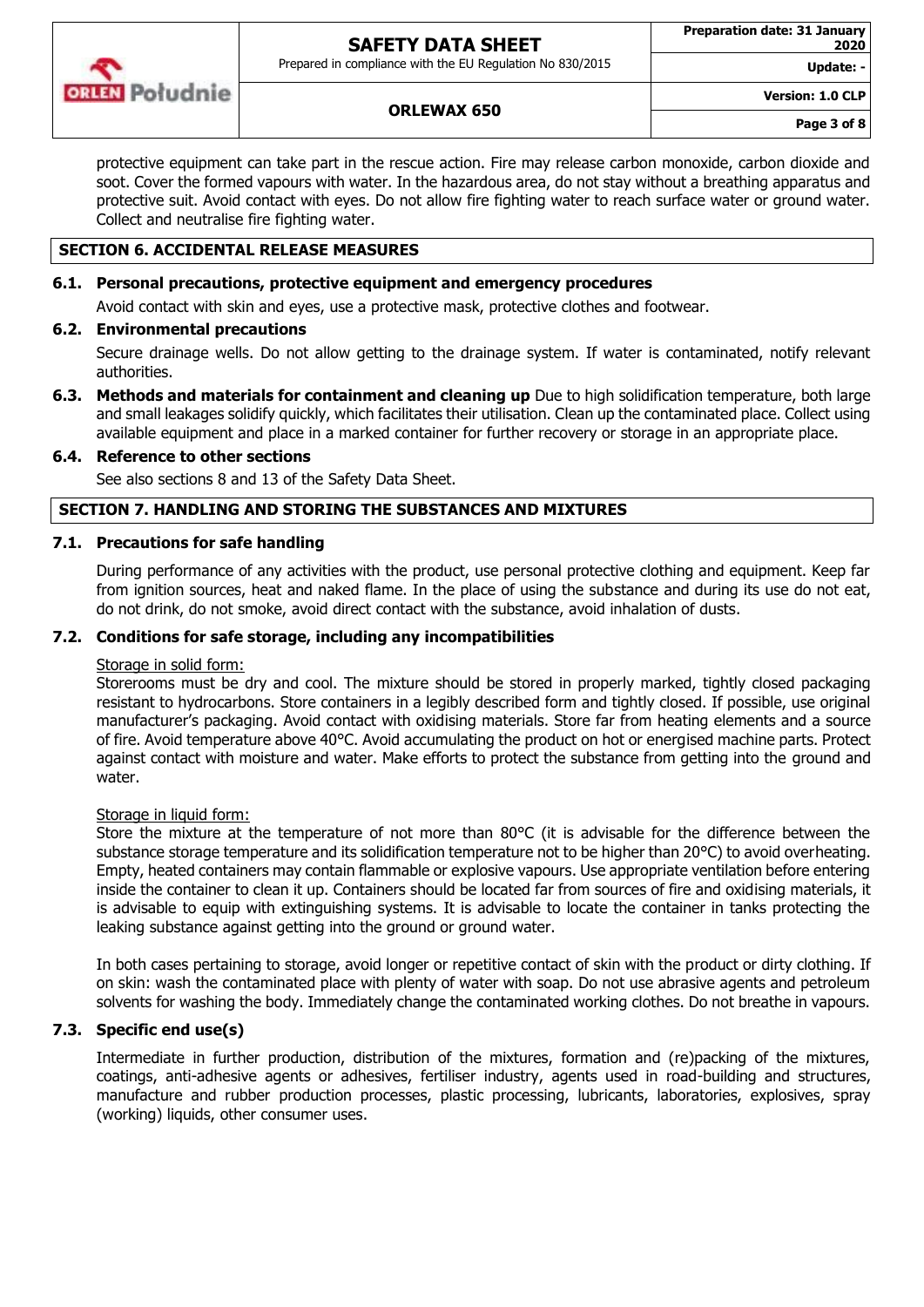protective equipment can take part in the rescue action. Fire may release carbon monoxide, carbon dioxide and soot. Cover the formed vapours with water. In the hazardous area, do not stay without a breathing apparatus and protective suit. Avoid contact with eyes. Do not allow fire fighting water to reach surface water or ground water. Collect and neutralise fire fighting water.

## SECTION 6. ACCIDENTAL RELEASE MEASURES

### 6.1. Personal precautions, protective equipment and emergency procedures

Avoid contact with skin and eyes, use a protective mask, protective clothes and footwear.

### 6.2. Environmental precautions

Secure drainage wells. Do not allow getting to the drainage system. If water is contaminated, notify relevant authorities.

### 6.3. Methods and materials for containment and cleaning up

Due to high solidification temperature, both large and small leakages solidify quickly, which facilitates their utilisation. Clean up the contaminated place. Collect using available equipment and place in a marked container for further recovery or storage in an appropriate place.

### 6.4. Reference to other sections

See also sections 8 and 13 of the Safety Data Sheet.

## SECTION 7. HANDLING AND STORING THE SUBSTANCES AND MIXTURES

### 7.1. Precautions for safe handling

During performance of any activities with the product, use personal protective clothing and equipment. Keep far from ignition sources, heat and naked flame. In the place of using the substance and during its use do not eat, do not drink, do not smoke, avoid direct contact with the substance, avoid inhalation of dusts.

### 7.2. Conditions for safe storage, including any incompatibilities

Storage in solid form:

Storerooms must be dry and cool. The mixture should be stored in properly marked, tightly closed packaging resistant to hydrocarbons. Store containers in a legibly described form and tightly closed. If possible, use original manufacturer's packaging. Avoid contact with oxidising materials. Store far from heating elements and a source of fire. Avoid temperature above 40°C. Avoid accumulating the product on hot or energised machine parts. Protect against contact with moisture and water. Make efforts to protect the substance from getting into the ground and water.

Storage in liquid form:

Store the mixture at the temperature of not more than 80°C (it is advisable for the difference between the substance storage temperature and its solidification temperature not to be higher than 20°C) to avoid overheating. Empty, heated containers may contain flammable or explosive vapours. Use appropriate ventilation before entering inside the container to clean it up. Containers should be located far from sources of fire and oxidising materials, it is advisable to equip with extinguishing systems. It is advisable to locate the container in tanks protecting the leaking substance against getting into the ground or ground water.

In both cases pertaining to storage, avoid longer or repetitive contact of skin with the product or dirty clothing. If on skin: wash the contaminated place with plenty of water with soap. Do not use abrasive agents and petroleum solvents for washing the body. Immediately change the contaminated working clothes. Do not breathe in vapours.

### 7.3. Specific end use(s)

Intermediate in further production, distribution of the mixtures, formation and (re)packing of the mixtures, coatings, anti-adhesive agents or adhesives, fertiliser industry, agents used in road-building and structures, manufacture and rubber production processes, plastic processing, lubricants, laboratories, explosives, spray (working) liquids, other consumer uses.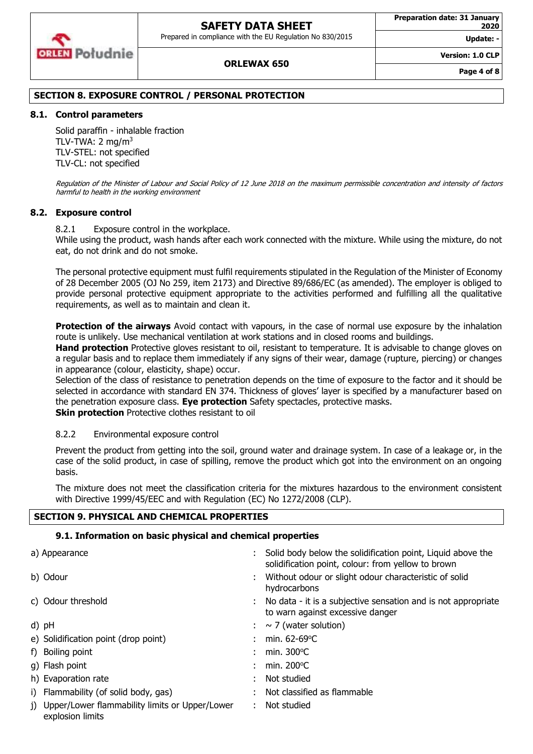## SECTION 8. EXPOSURE CONTROL / PERSONAL PROTECTION

### 8.1. Control parameters

Solid paraffin - inhalable fraction
TLV-TWA: 2 mg/m$^3$
TLV-STEL: not specified
TLV-CL: not specified

*Regulation of the Minister of Labour and Social Policy of 12 June 2018 on the maximum permissible concentration and intensity of factors harmful to health in the working environment*

### 8.2. Exposure control

8.2.1 Exposure control in the workplace.

While using the product, wash hands after each work connected with the mixture. While using the mixture, do not eat, do not drink and do not smoke.

The personal protective equipment must fulfil requirements stipulated in the Regulation of the Minister of Economy of 28 December 2005 (OJ No 259, item 2173) and Directive 89/686/EC (as amended). The employer is obliged to provide personal protective equipment appropriate to the activities performed and fulfilling all the qualitative requirements, as well as to maintain and clean it.

**Protection of the airways** Avoid contact with vapours, in the case of normal use exposure by the inhalation route is unlikely. Use mechanical ventilation at work stations and in closed rooms and buildings.
**Hand protection** Protective gloves resistant to oil, resistant to temperature. It is advisable to change gloves on a regular basis and to replace them immediately if any signs of their wear, damage (rupture, piercing) or changes in appearance (colour, elasticity, shape) occur.
Selection of the class of resistance to penetration depends on the time of exposure to the factor and it should be selected in accordance with standard EN 374. Thickness of gloves' layer is specified by a manufacturer based on the penetration exposure class. **Eye protection** Safety spectacles, protective masks.
**Skin protection** Protective clothes resistant to oil

8.2.2 Environmental exposure control

Prevent the product from getting into the soil, ground water and drainage system. In case of a leakage or, in the case of the solid product, in case of spilling, remove the product which got into the environment on an ongoing basis.

The mixture does not meet the classification criteria for the mixtures hazardous to the environment consistent with Directive 1999/45/EEC and with Regulation (EC) No 1272/2008 (CLP).

## SECTION 9. PHYSICAL AND CHEMICAL PROPERTIES

### 9.1. Information on basic physical and chemical properties

| | | |
|---|---|---|
| a) Appearance | : | Solid body below the solidification point, Liquid above the solidification point, colour: from yellow to brown |
| b) Odour | : | Without odour or slight odour characteristic of solid hydrocarbons |
| c) Odour threshold | : | No data - it is a subjective sensation and is not appropriate to warn against excessive danger |
| d) pH | : | ~ 7 (water solution) |
| e) Solidification point (drop point) | : | min. 62-69°C |
| f) Boiling point | : | min. 300°C |
| g) Flash point | : | min. 200°C |
| h) Evaporation rate | : | Not studied |
| i) Flammability (of solid body, gas) | : | Not classified as flammable |
| j) Upper/Lower flammability limits or Upper/Lower explosion limits | : | Not studied |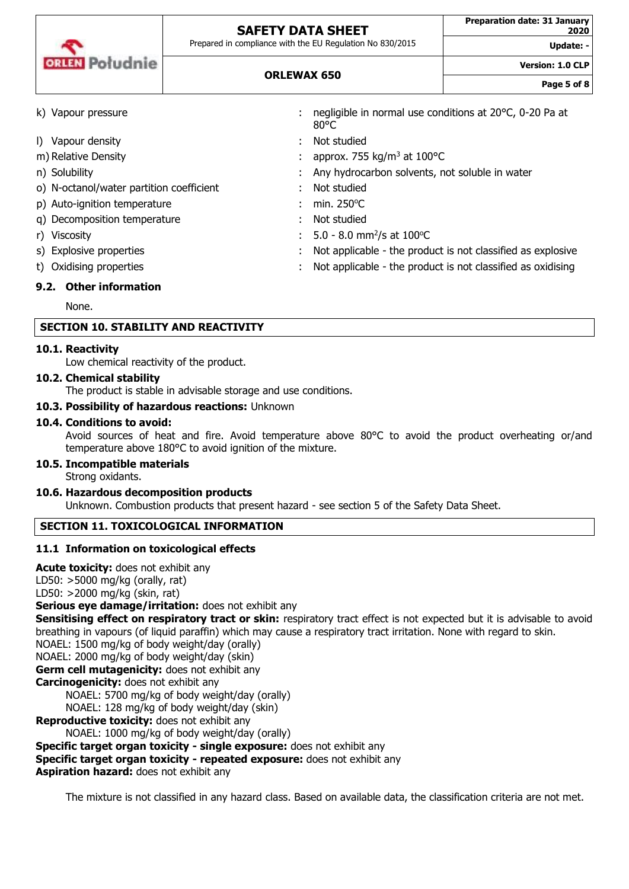k) Vapour pressure : negligible in normal use conditions at 20°C, 0-20 Pa at 80°C

l) Vapour density : Not studied

m) Relative Density : approx. 755 kg/m$^3$ at 100°C

n) Solubility : Any hydrocarbon solvents, not soluble in water

o) N-octanol/water partition coefficient : Not studied

p) Auto-ignition temperature : min. 250°C

q) Decomposition temperature : Not studied

r) Viscosity : 5.0 - 8.0 mm$^2$/s at 100°C

s) Explosive properties : Not applicable - the product is not classified as explosive

t) Oxidising properties : Not applicable - the product is not classified as oxidising

### 9.2. Other information

None.

## SECTION 10. STABILITY AND REACTIVITY

**10.1. Reactivity**

Low chemical reactivity of the product.

**10.2. Chemical stability**

The product is stable in advisable storage and use conditions.

**10.3. Possibility of hazardous reactions:** Unknown

**10.4. Conditions to avoid:**

Avoid sources of heat and fire. Avoid temperature above 80°C to avoid the product overheating or/and temperature above 180°C to avoid ignition of the mixture.

**10.5. Incompatible materials**

Strong oxidants.

**10.6. Hazardous decomposition products**

Unknown. Combustion products that present hazard - see section 5 of the Safety Data Sheet.

## SECTION 11. TOXICOLOGICAL INFORMATION

### 11.1 Information on toxicological effects

**Acute toxicity:** does not exhibit any
LD50: >5000 mg/kg (orally, rat)
LD50: >2000 mg/kg (skin, rat)
**Serious eye damage/irritation:** does not exhibit any
**Sensitising effect on respiratory tract or skin:** respiratory tract effect is not expected but it is advisable to avoid breathing in vapours (of liquid paraffin) which may cause a respiratory tract irritation. None with regard to skin.
NOAEL: 1500 mg/kg of body weight/day (orally)
NOAEL: 2000 mg/kg of body weight/day (skin)
**Germ cell mutagenicity:** does not exhibit any
**Carcinogenicity:** does not exhibit any
NOAEL: 5700 mg/kg of body weight/day (orally)
NOAEL: 128 mg/kg of body weight/day (skin)
**Reproductive toxicity:** does not exhibit any
NOAEL: 1000 mg/kg of body weight/day (orally)
**Specific target organ toxicity - single exposure:** does not exhibit any
**Specific target organ toxicity - repeated exposure:** does not exhibit any
**Aspiration hazard:** does not exhibit any

The mixture is not classified in any hazard class. Based on available data, the classification criteria are not met.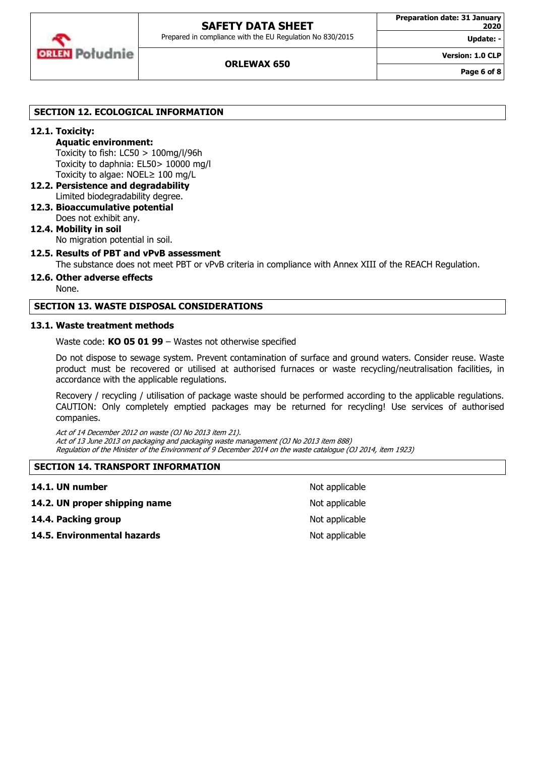## SECTION 12. ECOLOGICAL INFORMATION

### 12.1. Toxicity:

**Aquatic environment:**

Toxicity to fish: LC50 > 100mg/l/96h
Toxicity to daphnia: EL50> 10000 mg/l
Toxicity to algae: NOEL≥ 100 mg/L

### 12.2. Persistence and degradability

Limited biodegradability degree.

### 12.3. Bioaccumulative potential

Does not exhibit any.

### 12.4. Mobility in soil

No migration potential in soil.

### 12.5. Results of PBT and vPvB assessment

The substance does not meet PBT or vPvB criteria in compliance with Annex XIII of the REACH Regulation.

### 12.6. Other adverse effects

None.

## SECTION 13. WASTE DISPOSAL CONSIDERATIONS

### 13.1. Waste treatment methods

Waste code: **KO 05 01 99** – Wastes not otherwise specified

Do not dispose to sewage system. Prevent contamination of surface and ground waters. Consider reuse. Waste product must be recovered or utilised at authorised furnaces or waste recycling/neutralisation facilities, in accordance with the applicable regulations.

Recovery / recycling / utilisation of package waste should be performed according to the applicable regulations. CAUTION: Only completely emptied packages may be returned for recycling! Use services of authorised companies.

*Act of 14 December 2012 on waste (OJ No 2013 item 21).*
*Act of 13 June 2013 on packaging and packaging waste management (OJ No 2013 item 888)*
*Regulation of the Minister of the Environment of 9 December 2014 on the waste catalogue (OJ 2014, item 1923)*

## SECTION 14. TRANSPORT INFORMATION

| | |
|---|---|
| **14.1. UN number** | Not applicable |
| **14.2. UN proper shipping name** | Not applicable |
| **14.4. Packing group** | Not applicable |
| **14.5. Environmental hazards** | Not applicable |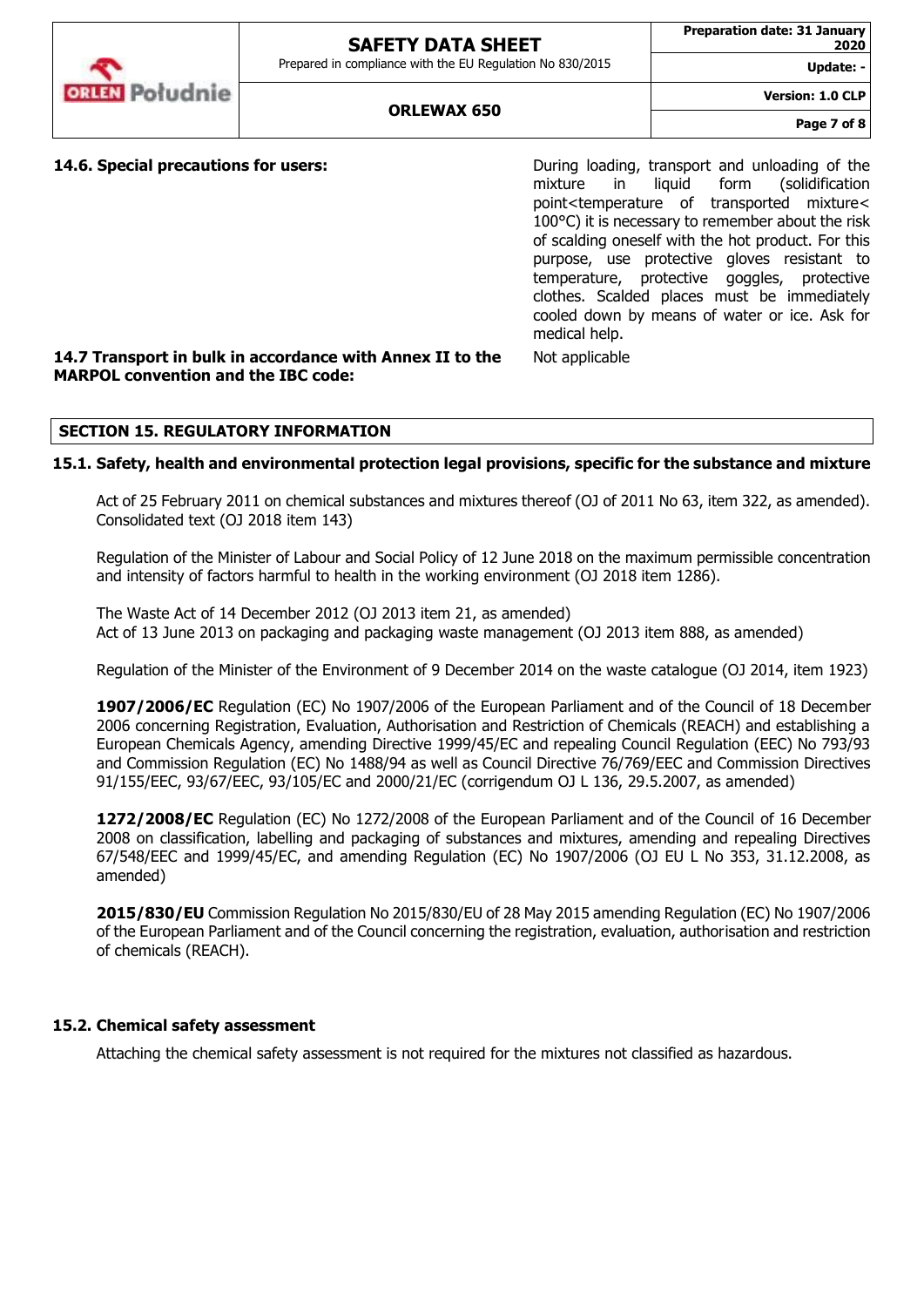**14.6. Special precautions for users:**

During loading, transport and unloading of the mixture in liquid form (solidification point<temperature of transported mixture< 100°C) it is necessary to remember about the risk of scalding oneself with the hot product. For this purpose, use protective gloves resistant to temperature, protective goggles, protective clothes. Scalded places must be immediately cooled down by means of water or ice. Ask for medical help.

**14.7 Transport in bulk in accordance with Annex II to the MARPOL convention and the IBC code:**

Not applicable

## SECTION 15. REGULATORY INFORMATION

### 15.1. Safety, health and environmental protection legal provisions, specific for the substance and mixture

Act of 25 February 2011 on chemical substances and mixtures thereof (OJ of 2011 No 63, item 322, as amended). Consolidated text (OJ 2018 item 143)

Regulation of the Minister of Labour and Social Policy of 12 June 2018 on the maximum permissible concentration and intensity of factors harmful to health in the working environment (OJ 2018 item 1286).

The Waste Act of 14 December 2012 (OJ 2013 item 21, as amended)
Act of 13 June 2013 on packaging and packaging waste management (OJ 2013 item 888, as amended)

Regulation of the Minister of the Environment of 9 December 2014 on the waste catalogue (OJ 2014, item 1923)

**1907/2006/EC** Regulation (EC) No 1907/2006 of the European Parliament and of the Council of 18 December 2006 concerning Registration, Evaluation, Authorisation and Restriction of Chemicals (REACH) and establishing a European Chemicals Agency, amending Directive 1999/45/EC and repealing Council Regulation (EEC) No 793/93 and Commission Regulation (EC) No 1488/94 as well as Council Directive 76/769/EEC and Commission Directives 91/155/EEC, 93/67/EEC, 93/105/EC and 2000/21/EC (corrigendum OJ L 136, 29.5.2007, as amended)

**1272/2008/EC** Regulation (EC) No 1272/2008 of the European Parliament and of the Council of 16 December 2008 on classification, labelling and packaging of substances and mixtures, amending and repealing Directives 67/548/EEC and 1999/45/EC, and amending Regulation (EC) No 1907/2006 (OJ EU L No 353, 31.12.2008, as amended)

**2015/830/EU** Commission Regulation No 2015/830/EU of 28 May 2015 amending Regulation (EC) No 1907/2006 of the European Parliament and of the Council concerning the registration, evaluation, authorisation and restriction of chemicals (REACH).

### 15.2. Chemical safety assessment

Attaching the chemical safety assessment is not required for the mixtures not classified as hazardous.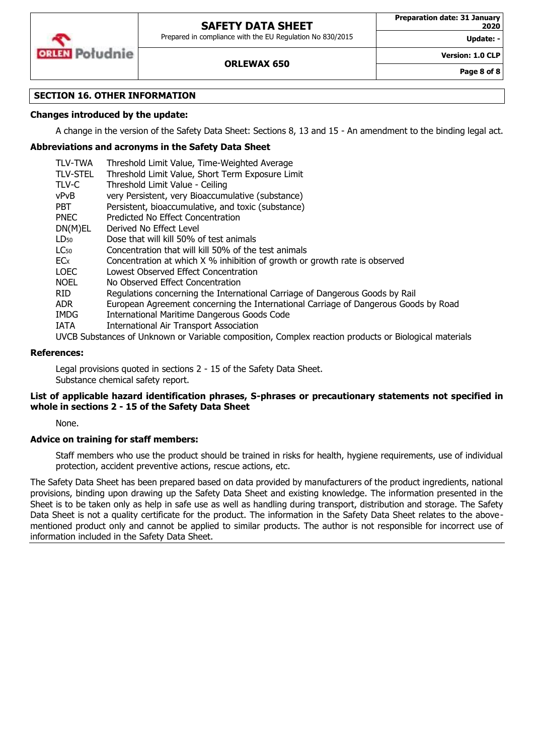## SECTION 16. OTHER INFORMATION

**Changes introduced by the update:**

A change in the version of the Safety Data Sheet: Sections 8, 13 and 15 - An amendment to the binding legal act.

**Abbreviations and acronyms in the Safety Data Sheet**

| | |
|---|---|
| TLV-TWA | Threshold Limit Value, Time-Weighted Average |
| TLV-STEL | Threshold Limit Value, Short Term Exposure Limit |
| TLV-C | Threshold Limit Value - Ceiling |
| vPvB | very Persistent, very Bioaccumulative (substance) |
| PBT | Persistent, bioaccumulative, and toxic (substance) |
| PNEC | Predicted No Effect Concentration |
| DN(M)EL | Derived No Effect Level |
| $LD_{50}$ | Dose that will kill 50% of test animals |
| $LC_{50}$ | Concentration that will kill 50% of the test animals |
| $EC_x$ | Concentration at which X % inhibition of growth or growth rate is observed |
| LOEC | Lowest Observed Effect Concentration |
| NOEL | No Observed Effect Concentration |
| RID | Regulations concerning the International Carriage of Dangerous Goods by Rail |
| ADR | European Agreement concerning the International Carriage of Dangerous Goods by Road |
| IMDG | International Maritime Dangerous Goods Code |
| IATA | International Air Transport Association |

UVCB Substances of Unknown or Variable composition, Complex reaction products or Biological materials

**References:**

Legal provisions quoted in sections 2 - 15 of the Safety Data Sheet.
Substance chemical safety report.

**List of applicable hazard identification phrases, S-phrases or precautionary statements not specified in whole in sections 2 - 15 of the Safety Data Sheet**

None.

**Advice on training for staff members:**

Staff members who use the product should be trained in risks for health, hygiene requirements, use of individual protection, accident preventive actions, rescue actions, etc.

The Safety Data Sheet has been prepared based on data provided by manufacturers of the product ingredients, national provisions, binding upon drawing up the Safety Data Sheet and existing knowledge. The information presented in the Sheet is to be taken only as help in safe use as well as handling during transport, distribution and storage. The Safety Data Sheet is not a quality certificate for the product. The information in the Safety Data Sheet relates to the above-mentioned product only and cannot be applied to similar products. The author is not responsible for incorrect use of information included in the Safety Data Sheet.